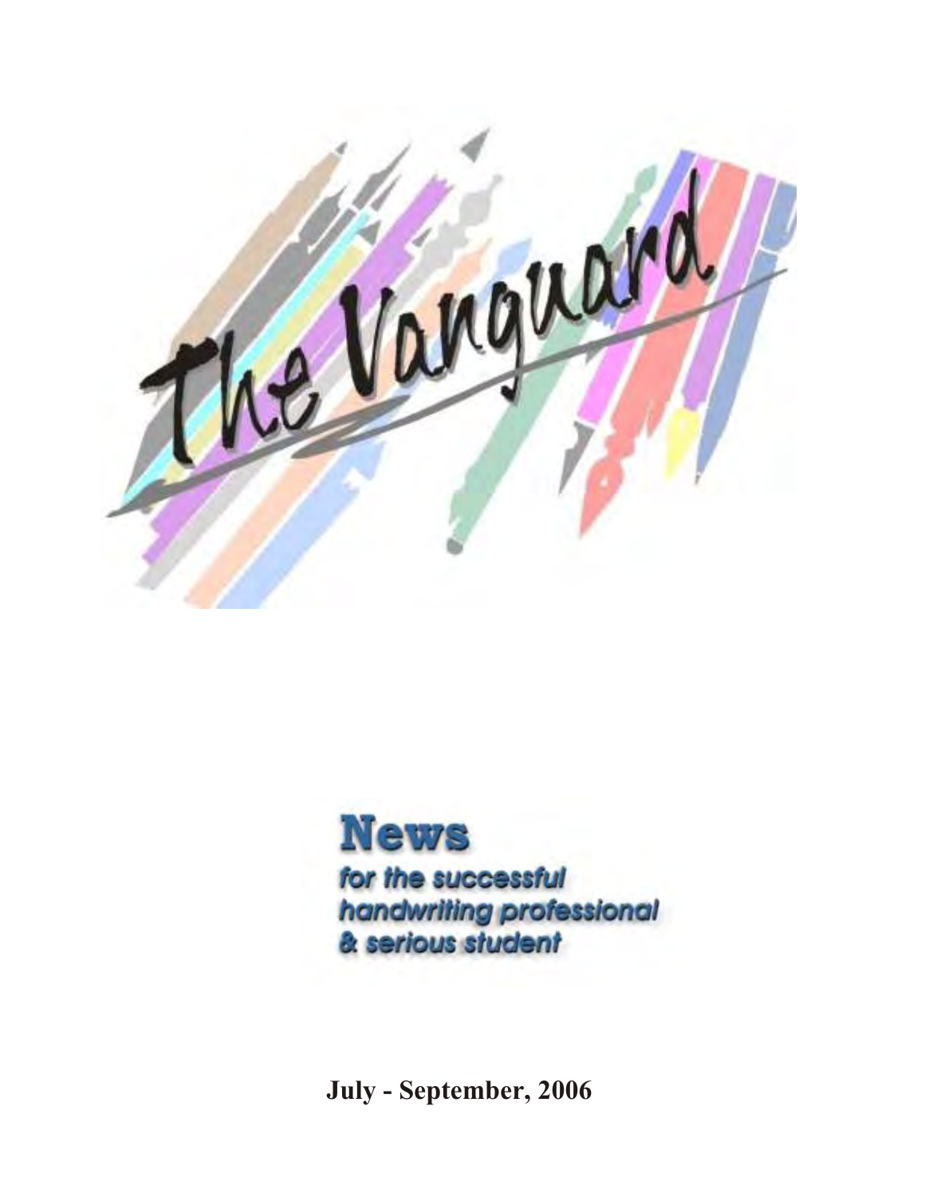# The Vanguard

## News

*for the successful handwriting professional & serious student*

**July - September, 2006**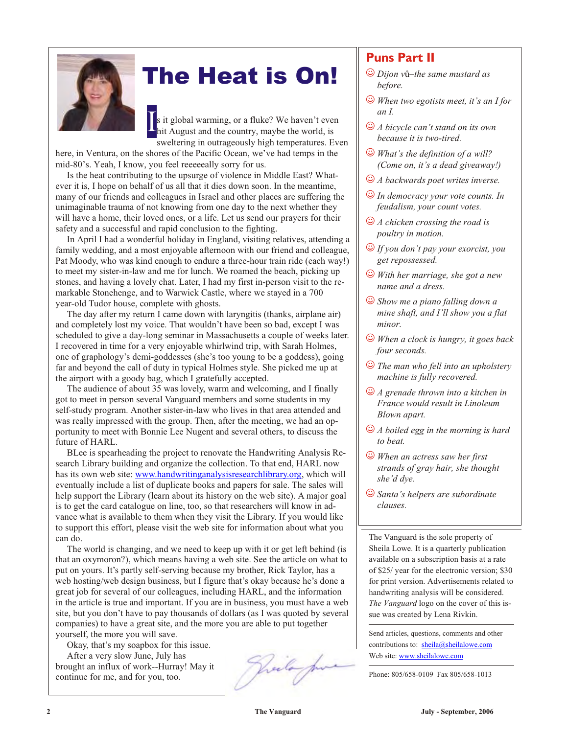# The Heat is On!

Is it global warming, or a fluke? We haven't even hit August and the country, maybe the world, is sweltering in outrageously high temperatures. Even here, in Ventura, on the shores of the Pacific Ocean, we've had temps in the mid-80's. Yeah, I know, you feel reeeeeally sorry for us.

Is the heat contributing to the upsurge of violence in Middle East? Whatever it is, I hope on behalf of us all that it dies down soon. In the meantime, many of our friends and colleagues in Israel and other places are suffering the unimaginable trauma of not knowing from one day to the next whether they will have a home, their loved ones, or a life. Let us send our prayers for their safety and a successful and rapid conclusion to the fighting.

In April I had a wonderful holiday in England, visiting relatives, attending a family wedding, and a most enjoyable afternoon with our friend and colleague, Pat Moody, who was kind enough to endure a three-hour train ride (each way!) to meet my sister-in-law and me for lunch. We roamed the beach, picking up stones, and having a lovely chat. Later, I had my first in-person visit to the remarkable Stonehenge, and to Warwick Castle, where we stayed in a 700 year-old Tudor house, complete with ghosts.

The day after my return I came down with laryngitis (thanks, airplane air) and completely lost my voice. That wouldn't have been so bad, except I was scheduled to give a day-long seminar in Massachusetts a couple of weeks later. I recovered in time for a very enjoyable whirlwind trip, with Sarah Holmes, one of graphology's demi-goddesses (she's too young to be a goddess), going far and beyond the call of duty in typical Holmes style. She picked me up at the airport with a goody bag, which I gratefully accepted.

The audience of about 35 was lovely, warm and welcoming, and I finally got to meet in person several Vanguard members and some students in my self-study program. Another sister-in-law who lives in that area attended and was really impressed with the group. Then, after the meeting, we had an opportunity to meet with Bonnie Lee Nugent and several others, to discuss the future of HARL.

BLee is spearheading the project to renovate the Handwriting Analysis Research Library building and organize the collection. To that end, HARL now has its own web site: www.handwritinganalysisresearchlibrary.org, which will eventually include a list of duplicate books and papers for sale. The sales will help support the Library (learn about its history on the web site). A major goal is to get the card catalogue on line, too, so that researchers will know in advance what is available to them when they visit the Library. If you would like to support this effort, please visit the web site for information about what you can do.

The world is changing, and we need to keep up with it or get left behind (is that an oxymoron?), which means having a web site. See the article on what to put on yours. It's partly self-serving because my brother, Rick Taylor, has a web hosting/web design business, but I figure that's okay because he's done a great job for several of our colleagues, including HARL, and the information in the article is true and important. If you are in business, you must have a web site, but you don't have to pay thousands of dollars (as I was quoted by several companies) to have a great site, and the more you are able to put together yourself, the more you will save.

Okay, that's my soapbox for this issue.

After a very slow June, July has brought an influx of work--Hurray! May it continue for me, and for you, too.

## Puns Part II

☺ *Dijon vû–the same mustard as before.*

☺ *When two egotists meet, it's an I for an I.*

☺ *A bicycle can't stand on its own because it is two-tired.*

☺ *What's the definition of a will? (Come on, it's a dead giveaway!)*

☺ *A backwards poet writes inverse.*

☺ *In democracy your vote counts. In feudalism, your count votes.*

☺ *A chicken crossing the road is poultry in motion.*

☺ *If you don't pay your exorcist, you get repossessed.*

☺ *With her marriage, she got a new name and a dress.*

☺ *Show me a piano falling down a mine shaft, and I'll show you a flat minor.*

☺ *When a clock is hungry, it goes back four seconds.*

☺ *The man who fell into an upholstery machine is fully recovered.*

☺ *A grenade thrown into a kitchen in France would result in Linoleum Blown apart.*

☺ *A boiled egg in the morning is hard to beat.*

☺ *When an actress saw her first strands of gray hair, she thought she'd dye.*

☺ *Santa's helpers are subordinate clauses.*

---

The Vanguard is the sole property of Sheila Lowe. It is a quarterly publication available on a subscription basis at a rate of $25/ year for the electronic version; $30 for print version. Advertisements related to handwriting analysis will be considered. *The Vanguard* logo on the cover of this issue was created by Lena Rivkin.

Send articles, questions, comments and other contributions to: sheila@sheilalowe.com
Web site: www.sheilalowe.com

Phone: 805/658-0109 Fax 805/658-1013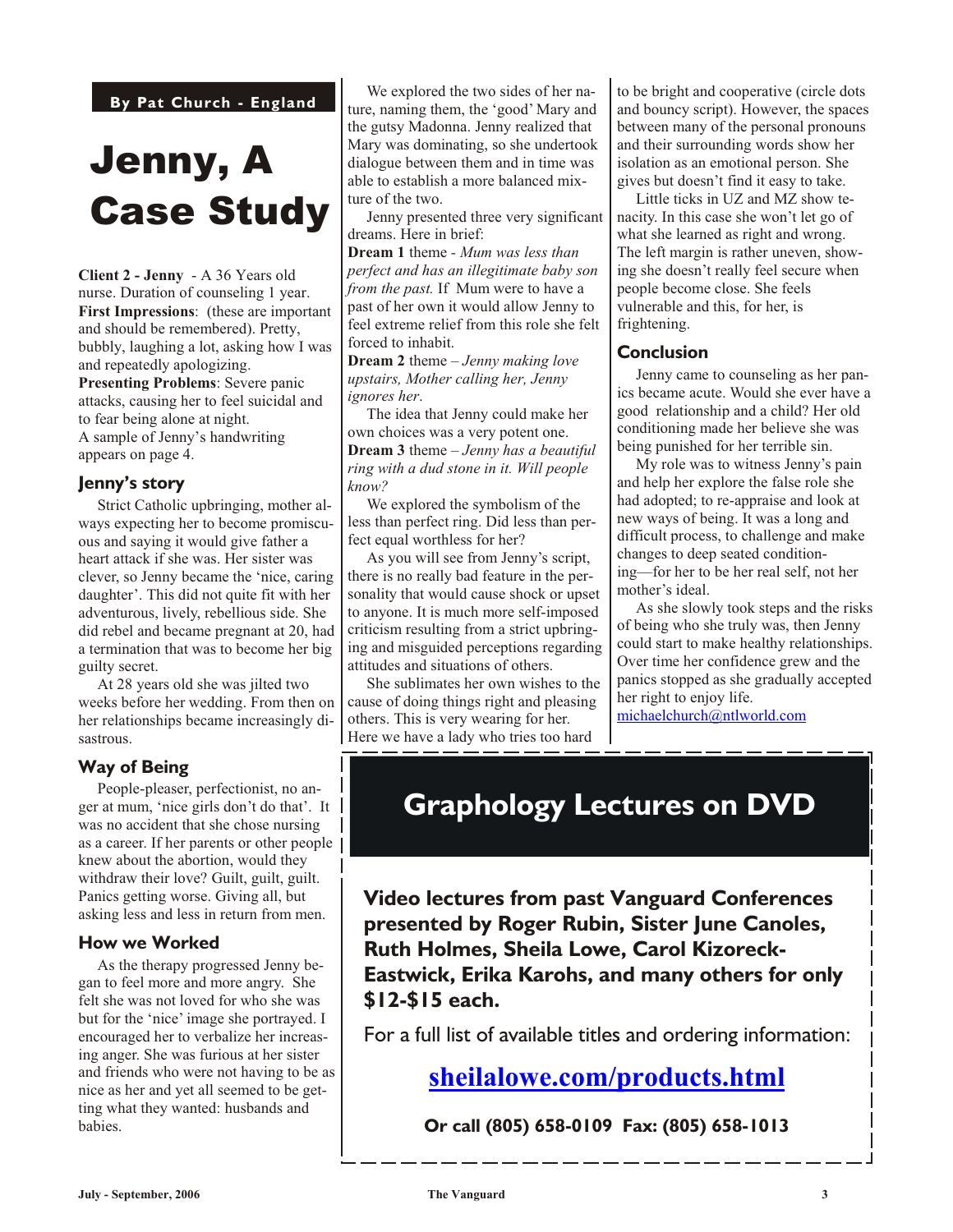By Pat Church - England

# Jenny, A Case Study

**Client 2 - Jenny** - A 36 Years old nurse. Duration of counseling 1 year.
**First Impressions**: (these are important and should be remembered). Pretty, bubbly, laughing a lot, asking how I was and repeatedly apologizing.
**Presenting Problems**: Severe panic attacks, causing her to feel suicidal and to fear being alone at night.
A sample of Jenny's handwriting appears on page 4.

## Jenny's story

Strict Catholic upbringing, mother always expecting her to become promiscuous and saying it would give father a heart attack if she was. Her sister was clever, so Jenny became the 'nice, caring daughter'. This did not quite fit with her adventurous, lively, rebellious side. She did rebel and became pregnant at 20, had a termination that was to become her big guilty secret.

At 28 years old she was jilted two weeks before her wedding. From then on her relationships became increasingly disastrous.

## Way of Being

People-pleaser, perfectionist, no anger at mum, 'nice girls don't do that'. It was no accident that she chose nursing as a career. If her parents or other people knew about the abortion, would they withdraw their love? Guilt, guilt, guilt. Panics getting worse. Giving all, but asking less and less in return from men.

## How we Worked

As the therapy progressed Jenny began to feel more and more angry. She felt she was not loved for who she was but for the 'nice' image she portrayed. I encouraged her to verbalize her increasing anger. She was furious at her sister and friends who were not having to be as nice as her and yet all seemed to be getting what they wanted: husbands and babies.

We explored the two sides of her nature, naming them, the 'good' Mary and the gutsy Madonna. Jenny realized that Mary was dominating, so she undertook dialogue between them and in time was able to establish a more balanced mixture of the two.

Jenny presented three very significant dreams. Here in brief:
**Dream 1** theme - *Mum was less than perfect and has an illegitimate baby son from the past.* If Mum were to have a past of her own it would allow Jenny to feel extreme relief from this role she felt forced to inhabit.
**Dream 2** theme – *Jenny making love upstairs, Mother calling her, Jenny ignores her*.

The idea that Jenny could make her own choices was a very potent one.
**Dream 3** theme – *Jenny has a beautiful ring with a dud stone in it. Will people know?*

We explored the symbolism of the less than perfect ring. Did less than perfect equal worthless for her?

As you will see from Jenny's script, there is no really bad feature in the personality that would cause shock or upset to anyone. It is much more self-imposed criticism resulting from a strict upbringing and misguided perceptions regarding attitudes and situations of others.

She sublimates her own wishes to the cause of doing things right and pleasing others. This is very wearing for her. Here we have a lady who tries too hard to be bright and cooperative (circle dots and bouncy script). However, the spaces between many of the personal pronouns and their surrounding words show her isolation as an emotional person. She gives but doesn't find it easy to take.

Little ticks in UZ and MZ show tenacity. In this case she won't let go of what she learned as right and wrong. The left margin is rather uneven, showing she doesn't really feel secure when people become close. She feels vulnerable and this, for her, is frightening.

## Conclusion

Jenny came to counseling as her panics became acute. Would she ever have a good relationship and a child? Her old conditioning made her believe she was being punished for her terrible sin.

My role was to witness Jenny's pain and help her explore the false role she had adopted; to re-appraise and look at new ways of being. It was a long and difficult process, to challenge and make changes to deep seated conditioning—for her to be her real self, not her mother's ideal.

As she slowly took steps and the risks of being who she truly was, then Jenny could start to make healthy relationships. Over time her confidence grew and the panics stopped as she gradually accepted her right to enjoy life.
michaelchurch@ntlworld.com

## Graphology Lectures on DVD

**Video lectures from past Vanguard Conferences presented by Roger Rubin, Sister June Canoles, Ruth Holmes, Sheila Lowe, Carol Kizoreck-Eastwick, Erika Karohs, and many others for only $12-$15 each.**

For a full list of available titles and ordering information:

**sheilalowe.com/products.html**

**Or call (805) 658-0109 Fax: (805) 658-1013**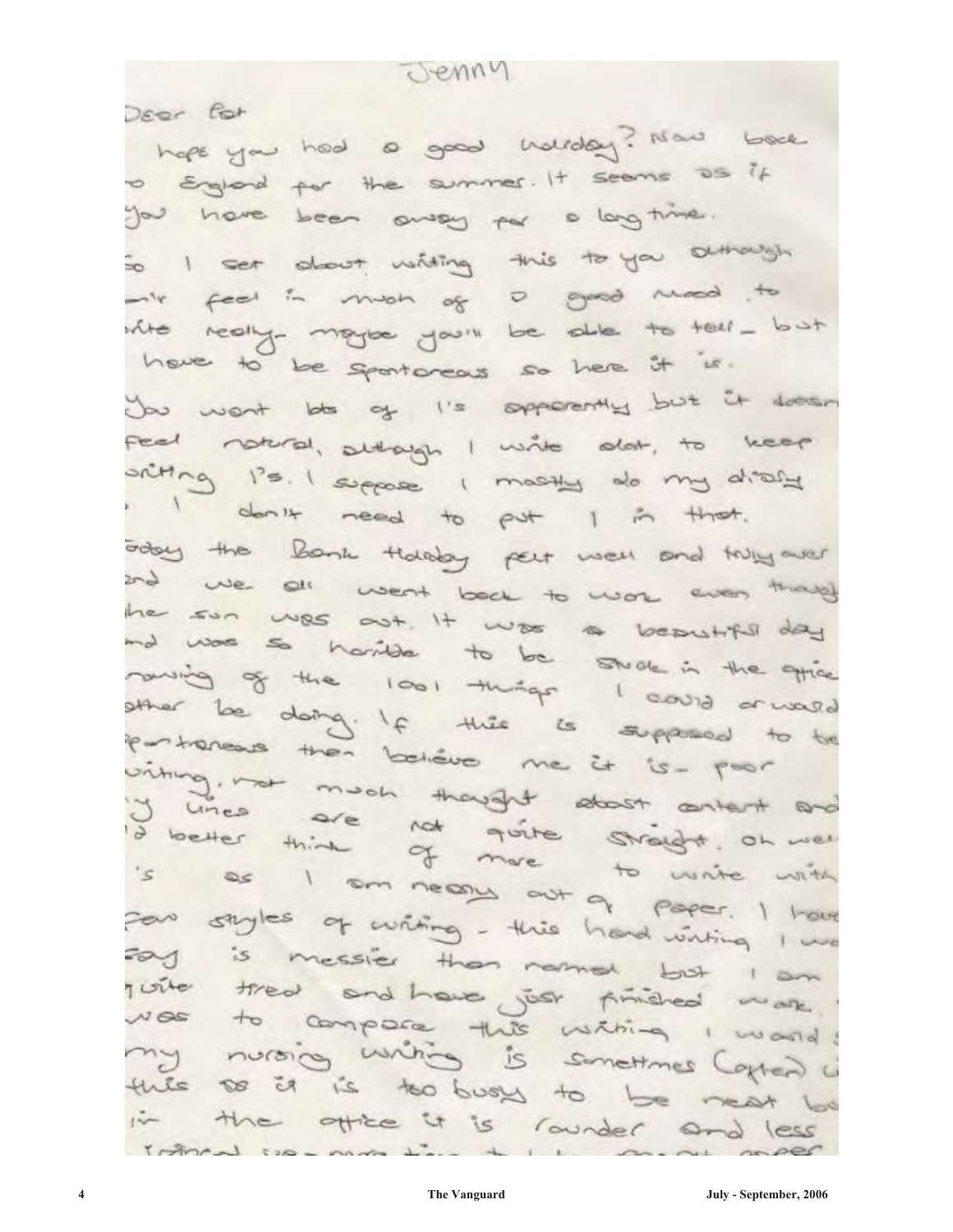Jenny

Dear Pat

hope you had a good holiday? Now back
to England for the summer. It seems as if
you have been away for a long time.
So I set about writing this to you although
I don't feel in much of a good mood to
write really - maybe you'll be able to tell - but
I have to be spontaneous so here it is.
You want lots of I's apparently but it doesn't
feel natural, although I write alot, to keep
writing I's. I suppose I mostly do my diary
& I don't need to put I in that.
Today the Bank Holiday felt well and truly over
and we all went back to work even though
the sun was out. It was a beautiful day
and was so horrible to be stuck in the office
knowing of the 1001 things I could or would
rather be doing. If this is supposed to be
spontaneous then believe me it is - poor
writing, not much thought about content and
my lines are not quite straight. Oh well
I'd better think of more to write with
this as I am nearly out of paper. I have
few styles of writing - this hand writing I would
say is messier than normal but I am
quite tired and have just finished work.
was to compare this writing I would say
my nursing writing is sometimes (often) like
this as it is too busy to be neat but
in the office it is rounder and less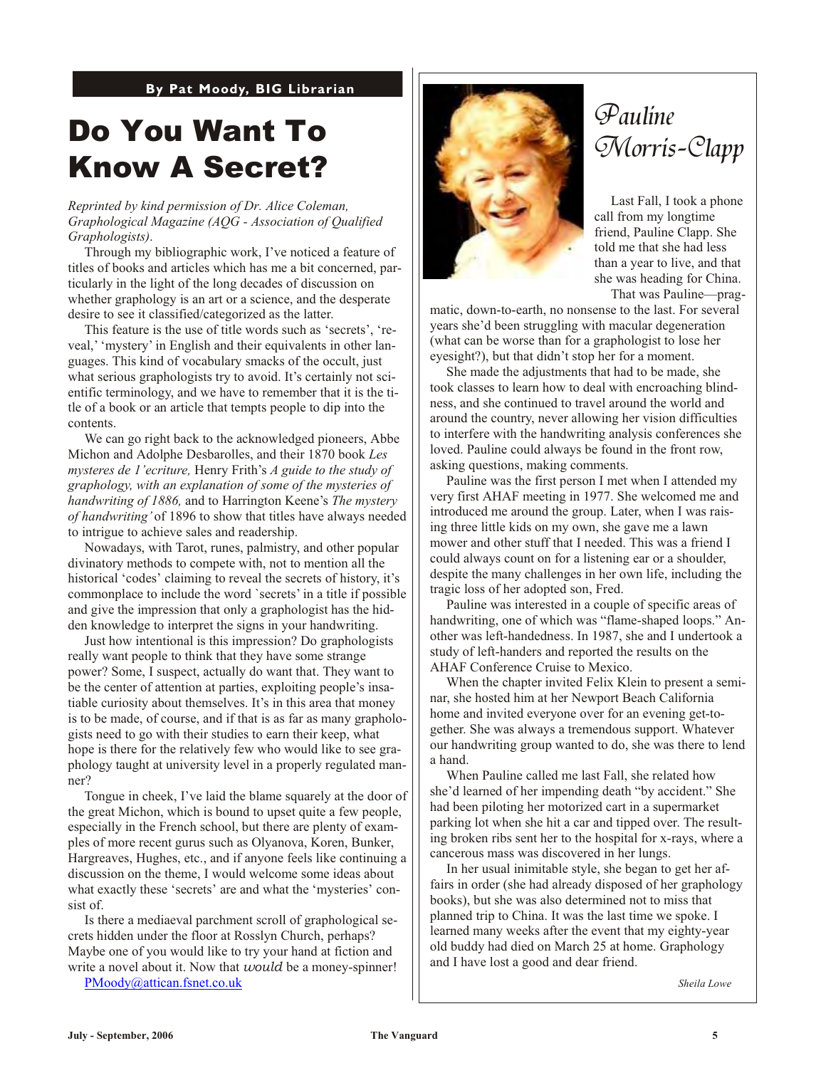**By Pat Moody, BIG Librarian**

# Do You Want To Know A Secret?

*Reprinted by kind permission of Dr. Alice Coleman, Graphological Magazine (AQG - Association of Qualified Graphologists).*

Through my bibliographic work, I've noticed a feature of titles of books and articles which has me a bit concerned, particularly in the light of the long decades of discussion on whether graphology is an art or a science, and the desperate desire to see it classified/categorized as the latter.

This feature is the use of title words such as 'secrets', 'reveal,' 'mystery' in English and their equivalents in other languages. This kind of vocabulary smacks of the occult, just what serious graphologists try to avoid. It's certainly not scientific terminology, and we have to remember that it is the title of a book or an article that tempts people to dip into the contents.

We can go right back to the acknowledged pioneers, Abbe Michon and Adolphe Desbarolles, and their 1870 book *Les mysteres de 1'ecriture,* Henry Frith's *A guide to the study of graphology, with an explanation of some of the mysteries of handwriting of 1886,* and to Harrington Keene's *The mystery of handwriting'* of 1896 to show that titles have always needed to intrigue to achieve sales and readership.

Nowadays, with Tarot, runes, palmistry, and other popular divinatory methods to compete with, not to mention all the historical 'codes' claiming to reveal the secrets of history, it's commonplace to include the word `secrets' in a title if possible and give the impression that only a graphologist has the hidden knowledge to interpret the signs in your handwriting.

Just how intentional is this impression? Do graphologists really want people to think that they have some strange power? Some, I suspect, actually do want that. They want to be the center of attention at parties, exploiting people's insatiable curiosity about themselves. It's in this area that money is to be made, of course, and if that is as far as many graphologists need to go with their studies to earn their keep, what hope is there for the relatively few who would like to see graphology taught at university level in a properly regulated manner?

Tongue in cheek, I've laid the blame squarely at the door of the great Michon, which is bound to upset quite a few people, especially in the French school, but there are plenty of examples of more recent gurus such as Olyanova, Koren, Bunker, Hargreaves, Hughes, etc., and if anyone feels like continuing a discussion on the theme, I would welcome some ideas about what exactly these 'secrets' are and what the 'mysteries' consist of.

Is there a mediaeval parchment scroll of graphological secrets hidden under the floor at Rosslyn Church, perhaps? Maybe one of you would like to try your hand at fiction and write a novel about it. Now that *would* be a money-spinner!

PMoody@attican.fsnet.co.uk

# *Pauline Morris-Clapp*

Last Fall, I took a phone call from my longtime friend, Pauline Clapp. She told me that she had less than a year to live, and that she was heading for China.

That was Pauline—pragmatic, down-to-earth, no nonsense to the last. For several years she'd been struggling with macular degeneration (what can be worse than for a graphologist to lose her eyesight?), but that didn't stop her for a moment.

She made the adjustments that had to be made, she took classes to learn how to deal with encroaching blindness, and she continued to travel around the world and around the country, never allowing her vision difficulties to interfere with the handwriting analysis conferences she loved. Pauline could always be found in the front row, asking questions, making comments.

Pauline was the first person I met when I attended my very first AHAF meeting in 1977. She welcomed me and introduced me around the group. Later, when I was raising three little kids on my own, she gave me a lawn mower and other stuff that I needed. This was a friend I could always count on for a listening ear or a shoulder, despite the many challenges in her own life, including the tragic loss of her adopted son, Fred.

Pauline was interested in a couple of specific areas of handwriting, one of which was "flame-shaped loops." Another was left-handedness. In 1987, she and I undertook a study of left-handers and reported the results on the AHAF Conference Cruise to Mexico.

When the chapter invited Felix Klein to present a seminar, she hosted him at her Newport Beach California home and invited everyone over for an evening get-together. She was always a tremendous support. Whatever our handwriting group wanted to do, she was there to lend a hand.

When Pauline called me last Fall, she related how she'd learned of her impending death "by accident." She had been piloting her motorized cart in a supermarket parking lot when she hit a car and tipped over. The resulting broken ribs sent her to the hospital for x-rays, where a cancerous mass was discovered in her lungs.

In her usual inimitable style, she began to get her affairs in order (she had already disposed of her graphology books), but she was also determined not to miss that planned trip to China. It was the last time we spoke. I learned many weeks after the event that my eighty-year old buddy had died on March 25 at home. Graphology and I have lost a good and dear friend.

*Sheila Lowe*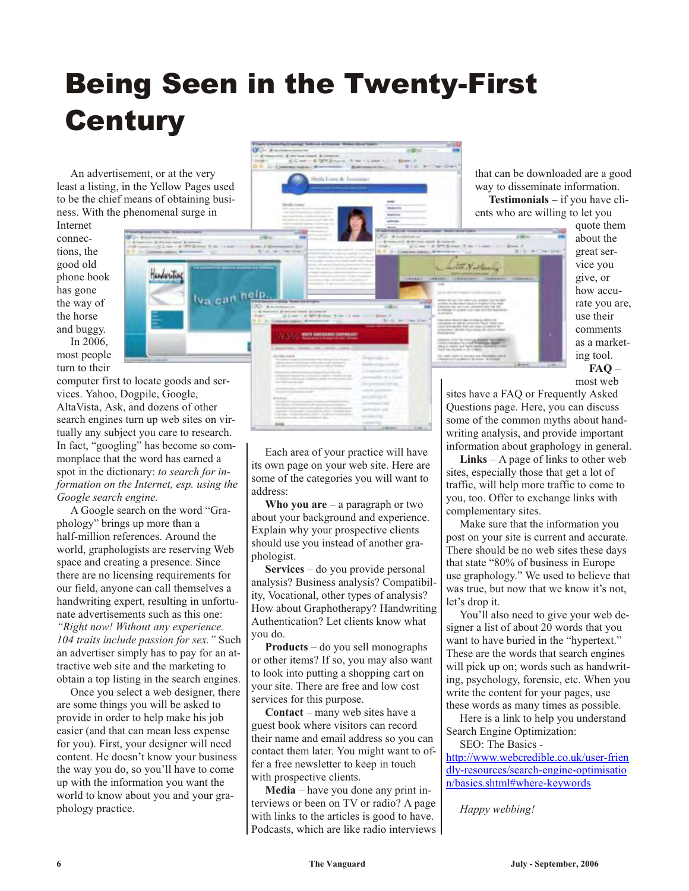# Being Seen in the Twenty-First Century

An advertisement, or at the very least a listing, in the Yellow Pages used to be the chief means of obtaining business. With the phenomenal surge in Internet connections, the good old phone book has gone the way of the horse and buggy.

In 2006, most people turn to their computer first to locate goods and services. Yahoo, Dogpile, Google, AltaVista, Ask, and dozens of other search engines turn up web sites on virtually any subject you care to research. In fact, "googling" has become so commonplace that the word has earned a spot in the dictionary: *to search for information on the Internet, esp. using the Google search engine.*

A Google search on the word "Graphology" brings up more than a half-million references. Around the world, graphologists are reserving Web space and creating a presence. Since there are no licensing requirements for our field, anyone can call themselves a handwriting expert, resulting in unfortunate advertisements such as this one: *"Right now! Without any experience. 104 traits include passion for sex."* Such an advertiser simply has to pay for an attractive web site and the marketing to obtain a top listing in the search engines.

Once you select a web designer, there are some things you will be asked to provide in order to help make his job easier (and that can mean less expense for you). First, your designer will need content. He doesn't know your business the way you do, so you'll have to come up with the information you want the world to know about you and your graphology practice.

Each area of your practice will have its own page on your web site. Here are some of the categories you will want to address:

**Who you are** – a paragraph or two about your background and experience. Explain why your prospective clients should use you instead of another graphologist.

**Services** – do you provide personal analysis? Business analysis? Compatibility, Vocational, other types of analysis? How about Graphotherapy? Handwriting Authentication? Let clients know what you do.

**Products** – do you sell monographs or other items? If so, you may also want to look into putting a shopping cart on your site. There are free and low cost services for this purpose.

**Contact** – many web sites have a guest book where visitors can record their name and email address so you can contact them later. You might want to offer a free newsletter to keep in touch with prospective clients.

**Media** – have you done any print interviews or been on TV or radio? A page with links to the articles is good to have. Podcasts, which are like radio interviews that can be downloaded are a good way to disseminate information.

**Testimonials** – if you have clients who are willing to let you quote them about the great service you give, or how accurate you are, use their comments as a marketing tool.

**FAQ** – most web sites have a FAQ or Frequently Asked Questions page. Here, you can discuss some of the common myths about handwriting analysis, and provide important information about graphology in general.

**Links** – A page of links to other web sites, especially those that get a lot of traffic, will help more traffic to come to you, too. Offer to exchange links with complementary sites.

Make sure that the information you post on your site is current and accurate. There should be no web sites these days that state "80% of business in Europe use graphology." We used to believe that was true, but now that we know it's not, let's drop it.

You'll also need to give your web designer a list of about 20 words that you want to have buried in the "hypertext." These are the words that search engines will pick up on; words such as handwriting, psychology, forensic, etc. When you write the content for your pages, use these words as many times as possible.

Here is a link to help you understand Search Engine Optimization.

SEO: The Basics - http://www.webcredible.co.uk/user-friendly-resources/search-engine-optimisation/basics.shtml#where-keywords

*Happy webbing!*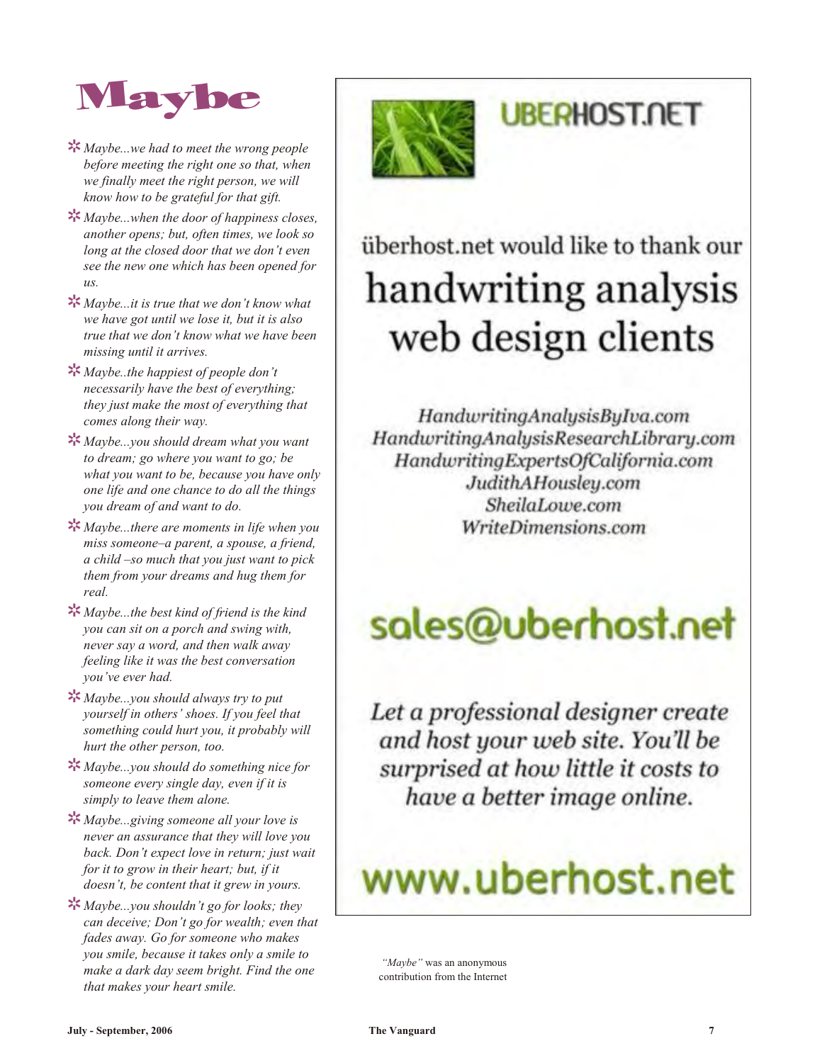# Maybe

- *Maybe...we had to meet the wrong people before meeting the right one so that, when we finally meet the right person, we will know how to be grateful for that gift.*
- *Maybe...when the door of happiness closes, another opens; but, often times, we look so long at the closed door that we don't even see the new one which has been opened for us.*
- *Maybe...it is true that we don't know what we have got until we lose it, but it is also true that we don't know what we have been missing until it arrives.*
- *Maybe..the happiest of people don't necessarily have the best of everything; they just make the most of everything that comes along their way.*
- *Maybe...you should dream what you want to dream; go where you want to go; be what you want to be, because you have only one life and one chance to do all the things you dream of and want to do.*
- *Maybe...there are moments in life when you miss someone–a parent, a spouse, a friend, a child –so much that you just want to pick them from your dreams and hug them for real.*
- *Maybe...the best kind of friend is the kind you can sit on a porch and swing with, never say a word, and then walk away feeling like it was the best conversation you've ever had.*
- *Maybe...you should always try to put yourself in others' shoes. If you feel that something could hurt you, it probably will hurt the other person, too.*
- *Maybe...you should do something nice for someone every single day, even if it is simply to leave them alone.*
- *Maybe...giving someone all your love is never an assurance that they will love you back. Don't expect love in return; just wait for it to grow in their heart; but, if it doesn't, be content that it grew in yours.*
- *Maybe...you shouldn't go for looks; they can deceive; Don't go for wealth; even that fades away. Go for someone who makes you smile, because it takes only a smile to make a dark day seem bright. Find the one that makes your heart smile.*

---

**UBERHOST.NET**

überhost.net would like to thank our

## handwriting analysis web design clients

*HandwritingAnalysisByIva.com*
*HandwritingAnalysisResearchLibrary.com*
*HandwritingExpertsOfCalifornia.com*
*JudithAHousley.com*
*SheilaLowe.com*
*WriteDimensions.com*

**sales@uberhost.net**

*Let a professional designer create and host your web site. You'll be surprised at how little it costs to have a better image online.*

**www.uberhost.net**

---

*"Maybe"* was an anonymous contribution from the Internet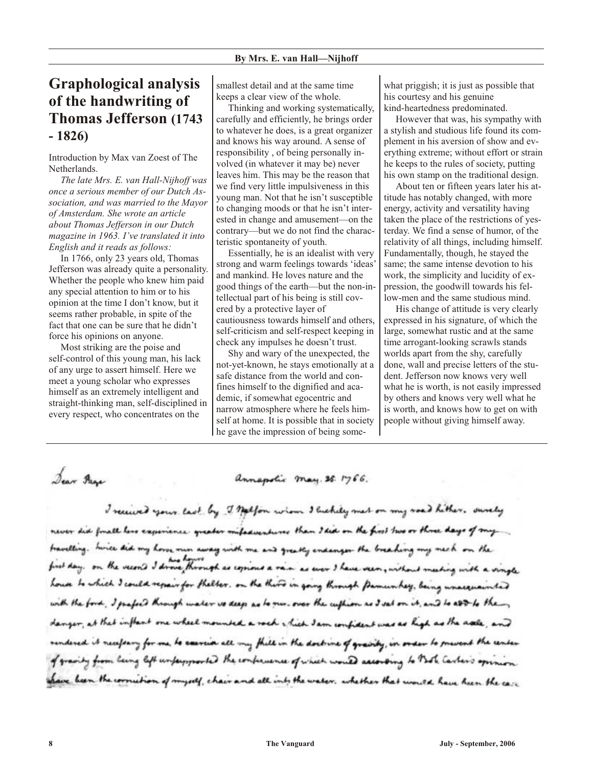By Mrs. E. van Hall—Nijhoff

# Graphological analysis of the handwriting of Thomas Jefferson (1743 - 1826)

Introduction by Max van Zoest of The Netherlands.

*The late Mrs. E. van Hall-Nijhoff was once a serious member of our Dutch Association, and was married to the Mayor of Amsterdam. She wrote an article about Thomas Jefferson in our Dutch magazine in 1963. I've translated it into English and it reads as follows:*

In 1766, only 23 years old, Thomas Jefferson was already quite a personality. Whether the people who knew him paid any special attention to him or to his opinion at the time I don't know, but it seems rather probable, in spite of the fact that one can be sure that he didn't force his opinions on anyone.

Most striking are the poise and self-control of this young man, his lack of any urge to assert himself. Here we meet a young scholar who expresses himself as an extremely intelligent and straight-thinking man, self-disciplined in every respect, who concentrates on the smallest detail and at the same time keeps a clear view of the whole.

Thinking and working systematically, carefully and efficiently, he brings order to whatever he does, is a great organizer and knows his way around. A sense of responsibility , of being personally involved (in whatever it may be) never leaves him. This may be the reason that we find very little impulsiveness in this young man. Not that he isn't susceptible to changing moods or that he isn't interested in change and amusement—on the contrary—but we do not find the characteristic spontaneity of youth.

Essentially, he is an idealist with very strong and warm feelings towards 'ideas' and mankind. He loves nature and the good things of the earth—but the non-intellectual part of his being is still covered by a protective layer of cautiousness towards himself and others, self-criticism and self-respect keeping in check any impulses he doesn't trust.

Shy and wary of the unexpected, the not-yet-known, he stays emotionally at a safe distance from the world and confines himself to the dignified and academic, if somewhat egocentric and narrow atmosphere where he feels himself at home. It is possible that in society he gave the impression of being somewhat priggish; it is just as possible that his courtesy and his genuine kind-heartedness predominated.

However that was, his sympathy with a stylish and studious life found its complement in his aversion of show and everything extreme; without effort or strain he keeps to the rules of society, putting his own stamp on the traditional design.

About ten or fifteen years later his attitude has notably changed, with more energy, activity and versatility having taken the place of the restrictions of yesterday. We find a sense of humor, of the relativity of all things, including himself. Fundamentally, though, he stayed the same; the same intense devotion to his work, the simplicity and lucidity of expression, the goodwill towards his fellow-men and the same studious mind.

His change of attitude is very clearly expressed in his signature, of which the large, somewhat rustic and at the same time arrogant-looking scrawls stands worlds apart from the shy, carefully done, wall and precise letters of the student. Jefferson now knows very well what he is worth, is not easily impressed by others and knows very well what he is worth, and knows how to get on with people without giving himself away.

Dear Page Annapolis May. 25. 1766.

I received your last by T. Nelson whom I luckily met on my road hither. surely never did small hero experience greater misadventures than I did on the first two or three days of my travelling. twice did my horse run away with me and greatly endanger the breaking my neck on the first day. on the second I drove two hours through as copious a rain as ever I have seen, without meeting with a single house to which I could repair for shelter. on the third in going through Pamunkey, being unacquainted with the ford, I passed through water so deep as to run over the cushion as I sat on it, and to add to the danger, at that instant one wheel mounted a rock which I am confident was as high as the axle, and rendered it necessary for me to exercise all my skill in the doctrine of gravity, in order to prevent the center of gravity from being left unsupported the consequence of which would according to Bob Carter's opinion have been the corrution of myself, chair and all into the water. whether that would have been the case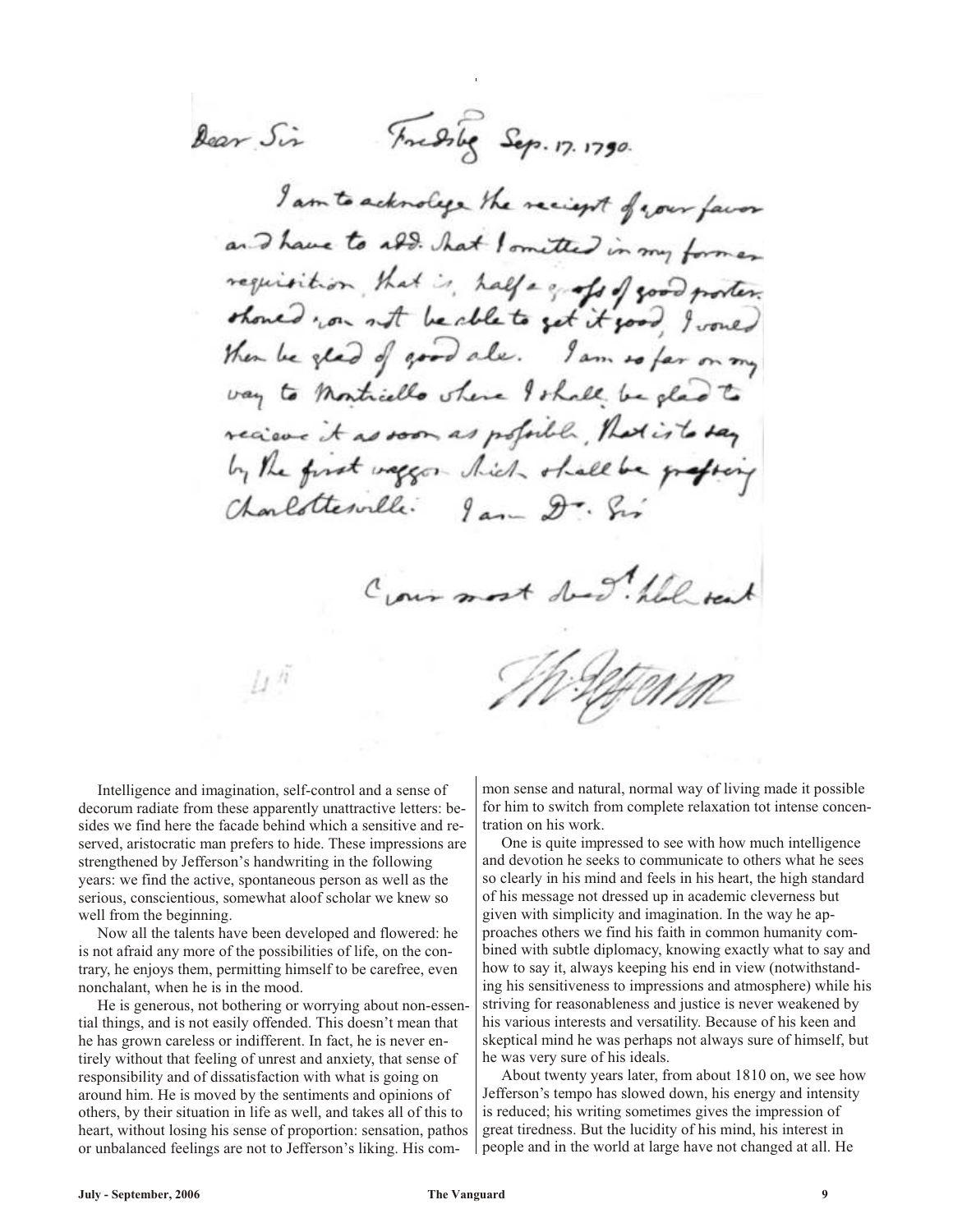Dear Sir Fredsbg Sep. 17. 1790.

I am to acknolege the reciept of your favor and have to add what I omitted in my former requisition, that is, half a gross of good porter. should you not be able to get it good, I would then be glad of good ale. I am so far on my way to Monticello where I shall be glad to recieve it as soon as possible, that is to say by the first waggon which shall be passing Charlottesville. I am Dr. Sir

Your most obedt. humble servt

Th: Jefferson

Intelligence and imagination, self-control and a sense of decorum radiate from these apparently unattractive letters: besides we find here the facade behind which a sensitive and reserved, aristocratic man prefers to hide. These impressions are strengthened by Jefferson's handwriting in the following years: we find the active, spontaneous person as well as the serious, conscientious, somewhat aloof scholar we knew so well from the beginning.

Now all the talents have been developed and flowered: he is not afraid any more of the possibilities of life, on the contrary, he enjoys them, permitting himself to be carefree, even nonchalant, when he is in the mood.

He is generous, not bothering or worrying about non-essential things, and is not easily offended. This doesn't mean that he has grown careless or indifferent. In fact, he is never entirely without that feeling of unrest and anxiety, that sense of responsibility and of dissatisfaction with what is going on around him. He is moved by the sentiments and opinions of others, by their situation in life as well, and takes all of this to heart, without losing his sense of proportion: sensation, pathos or unbalanced feelings are not to Jefferson's liking. His common sense and natural, normal way of living made it possible for him to switch from complete relaxation tot intense concentration on his work.

One is quite impressed to see with how much intelligence and devotion he seeks to communicate to others what he sees so clearly in his mind and feels in his heart, the high standard of his message not dressed up in academic cleverness but given with simplicity and imagination. In the way he approaches others we find his faith in common humanity combined with subtle diplomacy, knowing exactly what to say and how to say it, always keeping his end in view (notwithstanding his sensitiveness to impressions and atmosphere) while his striving for reasonableness and justice is never weakened by his various interests and versatility. Because of his keen and skeptical mind he was perhaps not always sure of himself, but he was very sure of his ideals.

About twenty years later, from about 1810 on, we see how Jefferson's tempo has slowed down, his energy and intensity is reduced; his writing sometimes gives the impression of great tiredness. But the lucidity of his mind, his interest in people and in the world at large have not changed at all. He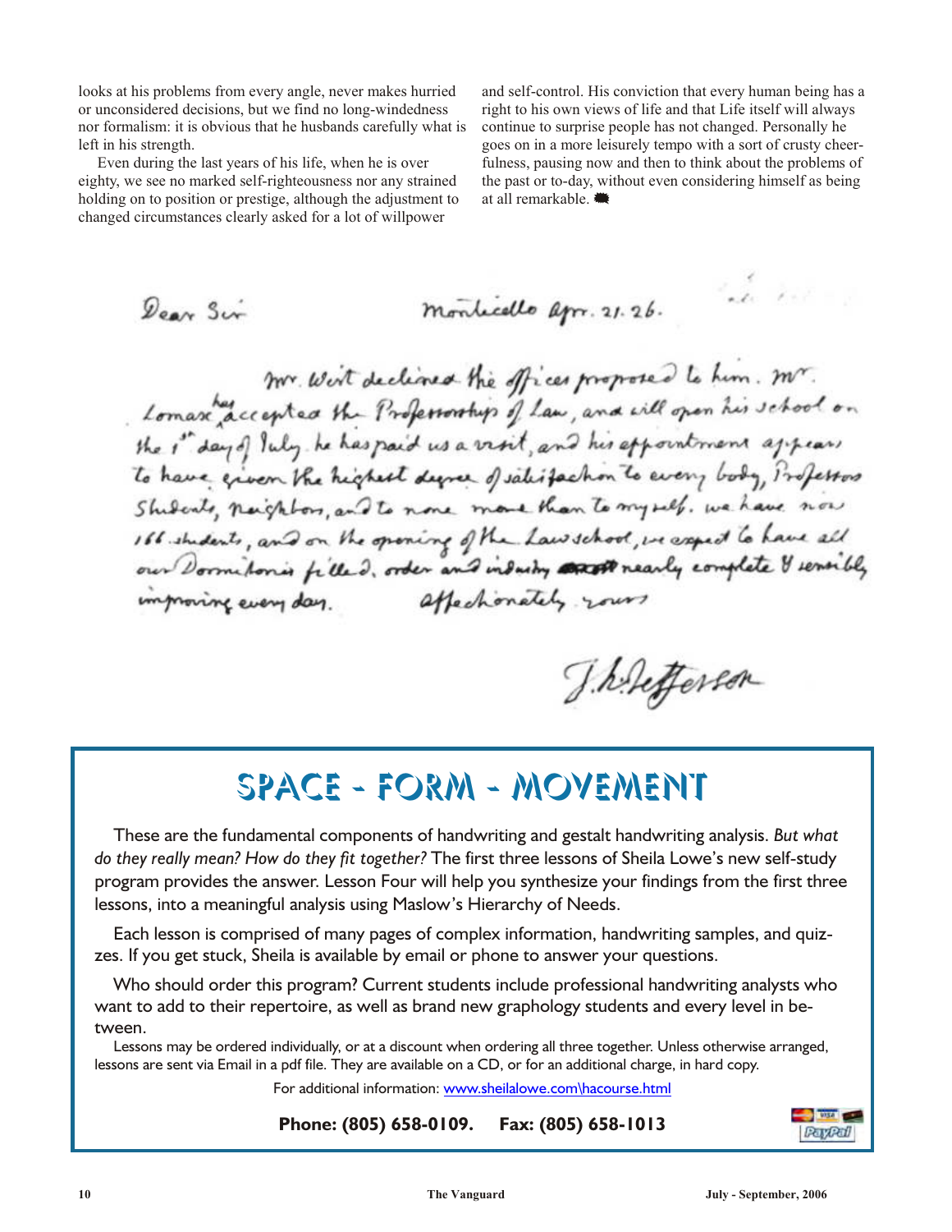looks at his problems from every angle, never makes hurried or unconsidered decisions, but we find no long-windedness nor formalism: it is obvious that he husbands carefully what is left in his strength.

Even during the last years of his life, when he is over eighty, we see no marked self-righteousness nor any strained holding on to position or prestige, although the adjustment to changed circumstances clearly asked for a lot of willpower and self-control. His conviction that every human being has a right to his own views of life and that Life itself will always continue to surprise people has not changed. Personally he goes on in a more leisurely tempo with a sort of crusty cheerfulness, pausing now and then to think about the problems of the past or to-day, without even considering himself as being at all remarkable.

Dear Sir

Monticello Apr. 21. 26.

Mr. Wirt declined the offices proposed to him. Mr. Lomax has accepted the Professorship of Law, and will open his school on the 1st day of July. he has paid us a visit, and his appointment appears to have given the highest degree of satisfaction to every body, Professors Students, neighbors, and to none more than to myself. we have now 166 students, and on the opening of the Law school, we expect to have all our Dormitories filled. order and industry nearly complete & sensibly improving every day. affectionately yours

Th: Jefferson

## SPACE - FORM - MOVEMENT

These are the fundamental components of handwriting and gestalt handwriting analysis. *But what do they really mean? How do they fit together?* The first three lessons of Sheila Lowe's new self-study program provides the answer. Lesson Four will help you synthesize your findings from the first three lessons, into a meaningful analysis using Maslow's Hierarchy of Needs.

Each lesson is comprised of many pages of complex information, handwriting samples, and quizzes. If you get stuck, Sheila is available by email or phone to answer your questions.

Who should order this program? Current students include professional handwriting analysts who want to add to their repertoire, as well as brand new graphology students and every level in between.

Lessons may be ordered individually, or at a discount when ordering all three together. Unless otherwise arranged, lessons are sent via Email in a pdf file. They are available on a CD, or for an additional charge, in hard copy.

For additional information: www.sheilalowe.com\hacourse.html

**Phone: (805) 658-0109.   Fax: (805) 658-1013**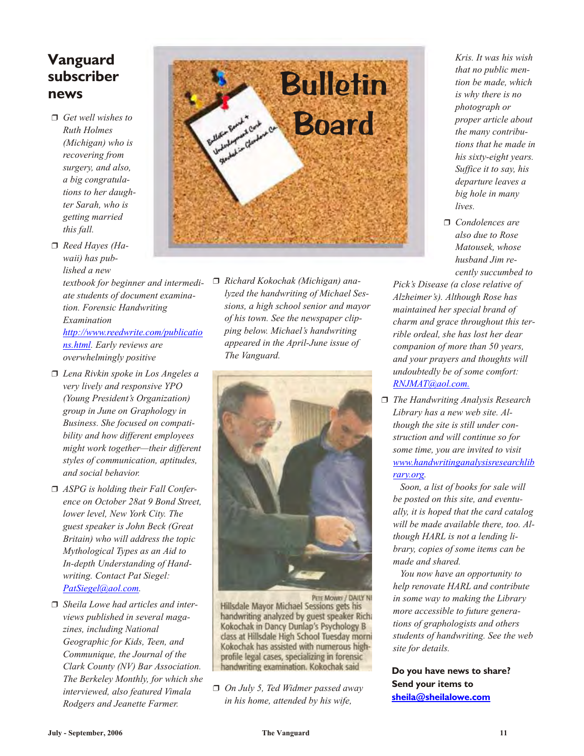## Vanguard subscriber news

- *Get well wishes to Ruth Holmes (Michigan) who is recovering from surgery, and also, a big congratulations to her daughter Sarah, who is getting married this fall.*
- *Reed Hayes (Hawaii) has published a new textbook for beginner and intermediate students of document examination. Forensic Handwriting Examination http://www.reedwrite.com/publications.html. Early reviews are overwhelmingly positive*
- *Lena Rivkin spoke in Los Angeles a very lively and responsive YPO (Young President's Organization) group in June on Graphology in Business. She focused on compatibility and how different employees might work together—their different styles of communication, aptitudes, and social behavior.*
- *ASPG is holding their Fall Conference on October 28at 9 Bond Street, lower level, New York City. The guest speaker is John Beck (Great Britain) who will address the topic Mythological Types as an Aid to In-depth Understanding of Handwriting. Contact Pat Siegel: PatSiegel@aol.com.*
- *Sheila Lowe had articles and interviews published in several magazines, including National Geographic for Kids, Teen, and Communique, the Journal of the Clark County (NV) Bar Association. The Berkeley Monthly, for which she interviewed, also featured Vimala Rodgers and Jeanette Farmer.*

# Bulletin Board

- *Richard Kokochak (Michigan) analyzed the handwriting of Michael Sessions, a high school senior and mayor of his town. See the newspaper clipping below. Michael's handwriting appeared in the April-June issue of The Vanguard.*

PETE MOWRY / DAILY NE

Hillsdale Mayor Michael Sessions gets his handwriting analyzed by guest speaker Richa Kokochak in Dancy Dunlap's Psychology B class at Hillsdale High School Tuesday morni Kokochak has assisted with numerous high-profile legal cases, specializing in forensic handwriting examination. Kokochak said

- *On July 5, Ted Widmer passed away in his home, attended by his wife, Kris. It was his wish that no public mention be made, which is why there is no photograph or proper article about the many contributions that he made in his sixty-eight years. Suffice it to say, his departure leaves a big hole in many lives.*
- *Condolences are also due to Rose Matousek, whose husband Jim recently succumbed to Pick's Disease (a close relative of Alzheimer's). Although Rose has maintained her special brand of charm and grace throughout this terrible ordeal, she has lost her dear companion of more than 50 years, and your prayers and thoughts will undoubtedly be of some comfort: RNJMAT@aol.com.*
- *The Handwriting Analysis Research Library has a new web site. Although the site is still under construction and will continue so for some time, you are invited to visit www.handwritinganalysisresearchlibrary.org.*

  *Soon, a list of books for sale will be posted on this site, and eventually, it is hoped that the card catalog will be made available there, too. Although HARL is not a lending library, copies of some items can be made and shared.*

  *You now have an opportunity to help renovate HARL and contribute in some way to making the Library more accessible to future generations of graphologists and others students of handwriting. See the web site for details.*

**Do you have news to share? Send your items to sheila@sheilalowe.com**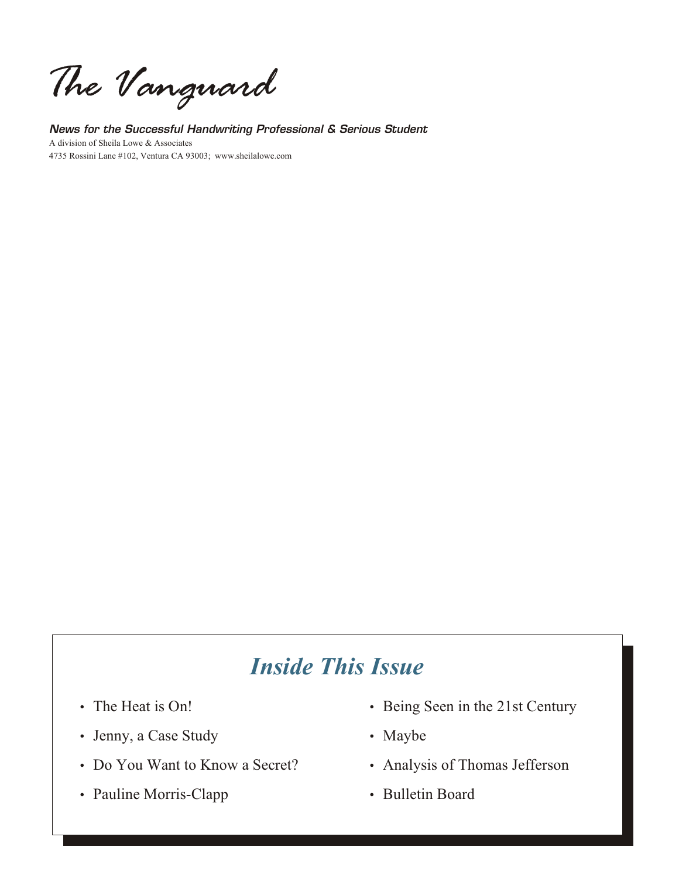# The Vanguard

***News for the Successful Handwriting Professional & Serious Student***

A division of Sheila Lowe & Associates

4735 Rossini Lane #102, Ventura CA 93003; www.sheilalowe.com

## *Inside This Issue*

- The Heat is On!
- Jenny, a Case Study
- Do You Want to Know a Secret?
- Pauline Morris-Clapp
- Being Seen in the 21st Century
- Maybe
- Analysis of Thomas Jefferson
- Bulletin Board